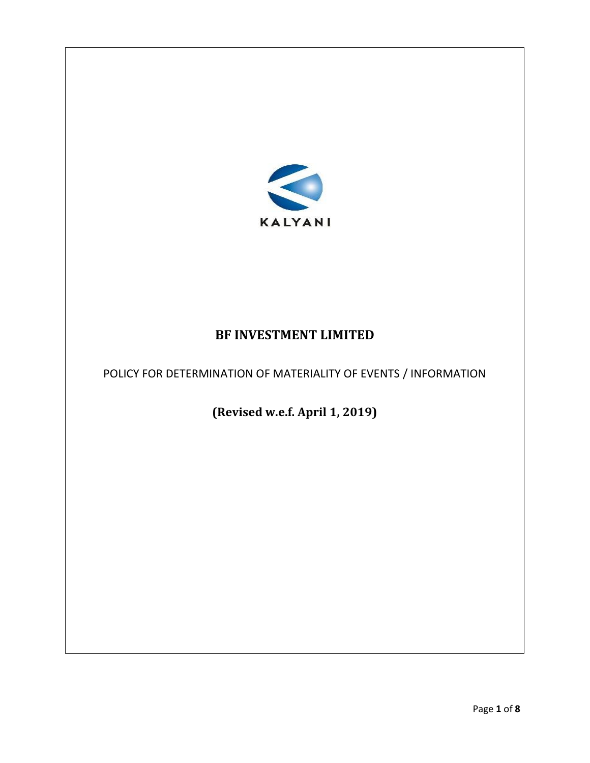KALYANI

# BF INVESTMENT LIMITED

POLICY FOR DETERMINATION OF MATERIALITY OF EVENTS / INFORMATION

**(Revised w.e.f. April 1, 2019)**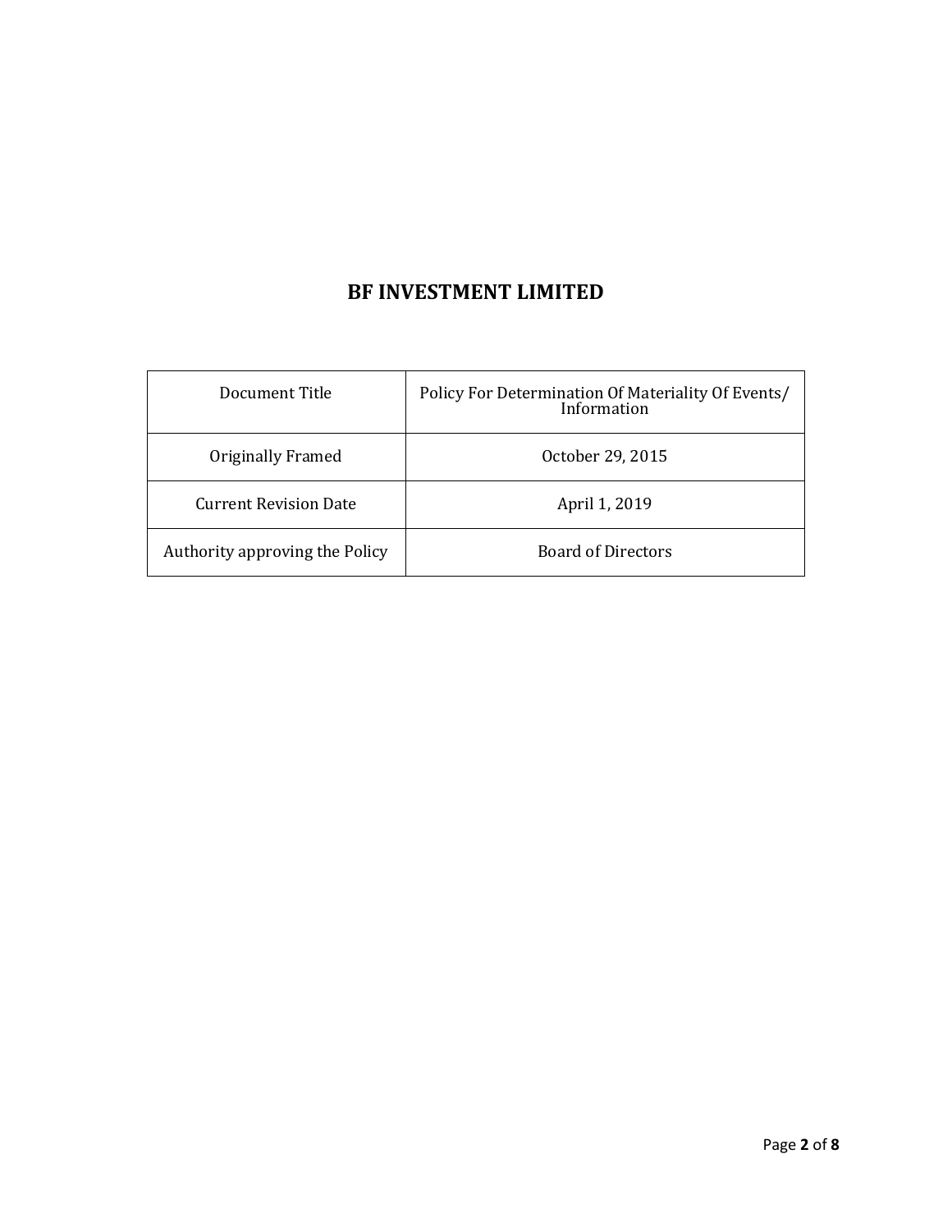# BF INVESTMENT LIMITED

| Document Title | Policy For Determination Of Materiality Of Events/ Information |
|---|---|
| Originally Framed | October 29, 2015 |
| Current Revision Date | April 1, 2019 |
| Authority approving the Policy | Board of Directors |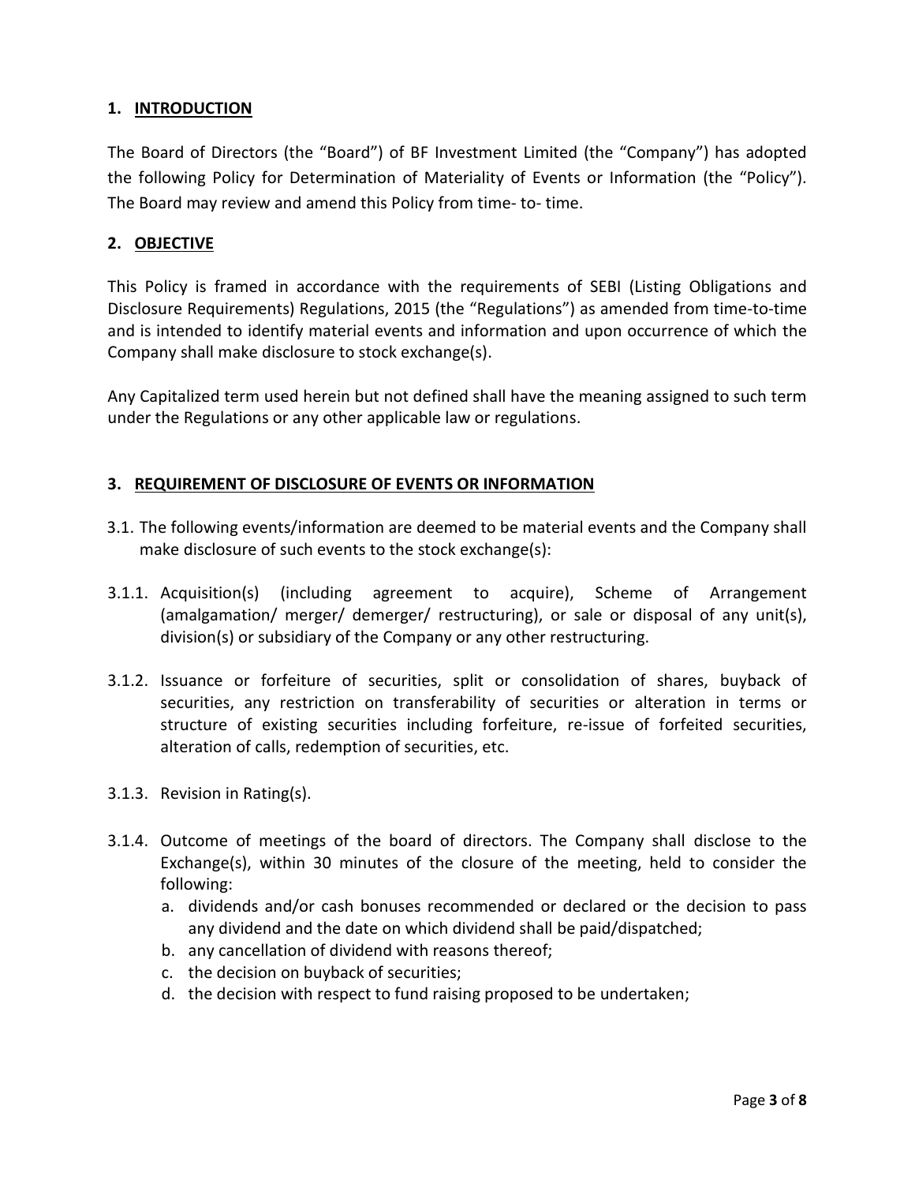## 1. INTRODUCTION

The Board of Directors (the "Board") of BF Investment Limited (the "Company") has adopted the following Policy for Determination of Materiality of Events or Information (the "Policy"). The Board may review and amend this Policy from time- to- time.

## 2. OBJECTIVE

This Policy is framed in accordance with the requirements of SEBI (Listing Obligations and Disclosure Requirements) Regulations, 2015 (the "Regulations") as amended from time-to-time and is intended to identify material events and information and upon occurrence of which the Company shall make disclosure to stock exchange(s).

Any Capitalized term used herein but not defined shall have the meaning assigned to such term under the Regulations or any other applicable law or regulations.

## 3. REQUIREMENT OF DISCLOSURE OF EVENTS OR INFORMATION

3.1. The following events/information are deemed to be material events and the Company shall make disclosure of such events to the stock exchange(s):

3.1.1. Acquisition(s) (including agreement to acquire), Scheme of Arrangement (amalgamation/ merger/ demerger/ restructuring), or sale or disposal of any unit(s), division(s) or subsidiary of the Company or any other restructuring.

3.1.2. Issuance or forfeiture of securities, split or consolidation of shares, buyback of securities, any restriction on transferability of securities or alteration in terms or structure of existing securities including forfeiture, re-issue of forfeited securities, alteration of calls, redemption of securities, etc.

3.1.3. Revision in Rating(s).

3.1.4. Outcome of meetings of the board of directors. The Company shall disclose to the Exchange(s), within 30 minutes of the closure of the meeting, held to consider the following:

a. dividends and/or cash bonuses recommended or declared or the decision to pass any dividend and the date on which dividend shall be paid/dispatched;
b. any cancellation of dividend with reasons thereof;
c. the decision on buyback of securities;
d. the decision with respect to fund raising proposed to be undertaken;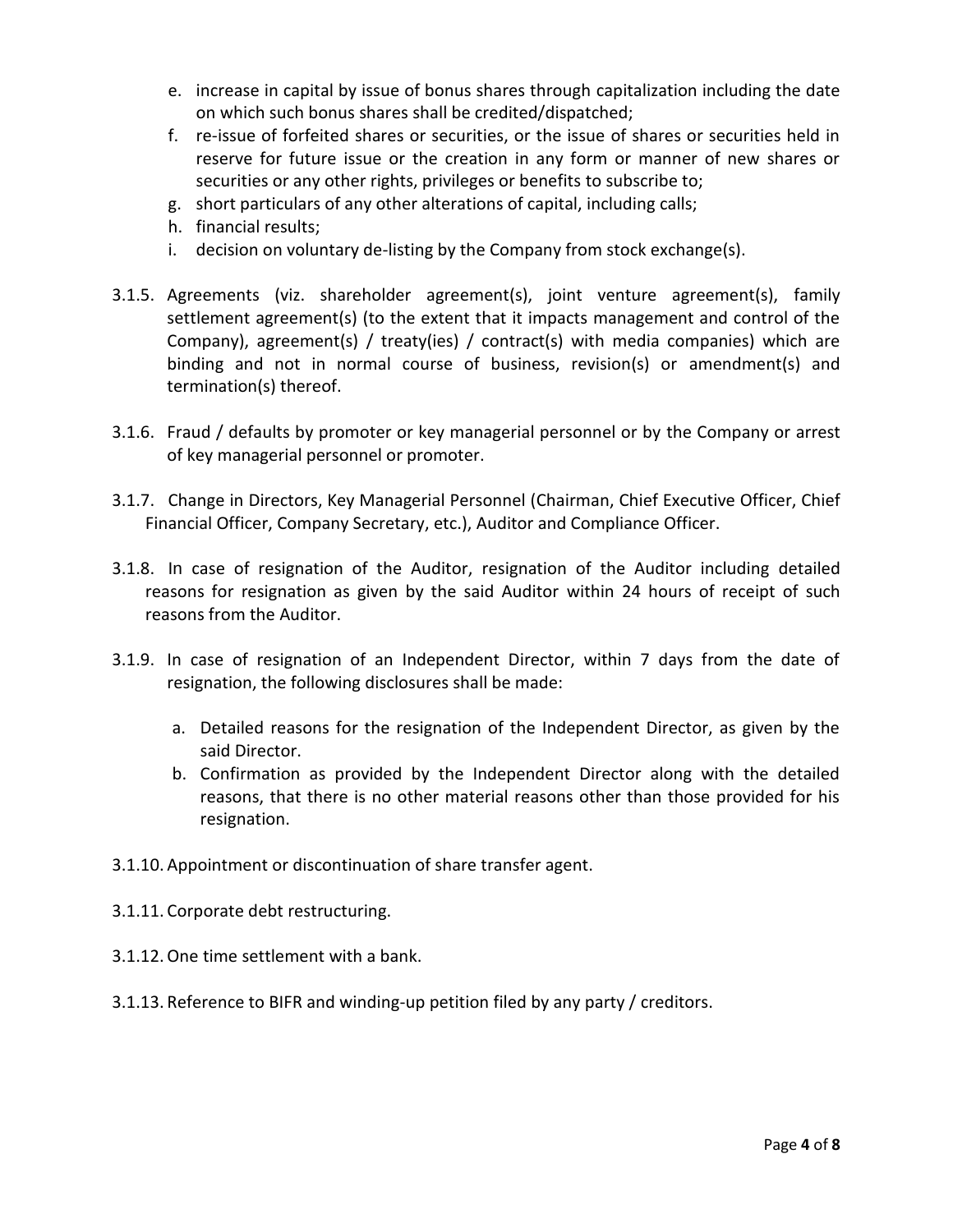e. increase in capital by issue of bonus shares through capitalization including the date on which such bonus shares shall be credited/dispatched;
f. re-issue of forfeited shares or securities, or the issue of shares or securities held in reserve for future issue or the creation in any form or manner of new shares or securities or any other rights, privileges or benefits to subscribe to;
g. short particulars of any other alterations of capital, including calls;
h. financial results;
i. decision on voluntary de-listing by the Company from stock exchange(s).

3.1.5. Agreements (viz. shareholder agreement(s), joint venture agreement(s), family settlement agreement(s) (to the extent that it impacts management and control of the Company), agreement(s) / treaty(ies) / contract(s) with media companies) which are binding and not in normal course of business, revision(s) or amendment(s) and termination(s) thereof.

3.1.6. Fraud / defaults by promoter or key managerial personnel or by the Company or arrest of key managerial personnel or promoter.

3.1.7. Change in Directors, Key Managerial Personnel (Chairman, Chief Executive Officer, Chief Financial Officer, Company Secretary, etc.), Auditor and Compliance Officer.

3.1.8. In case of resignation of the Auditor, resignation of the Auditor including detailed reasons for resignation as given by the said Auditor within 24 hours of receipt of such reasons from the Auditor.

3.1.9. In case of resignation of an Independent Director, within 7 days from the date of resignation, the following disclosures shall be made:

a. Detailed reasons for the resignation of the Independent Director, as given by the said Director.
b. Confirmation as provided by the Independent Director along with the detailed reasons, that there is no other material reasons other than those provided for his resignation.

3.1.10. Appointment or discontinuation of share transfer agent.

3.1.11. Corporate debt restructuring.

3.1.12. One time settlement with a bank.

3.1.13. Reference to BIFR and winding-up petition filed by any party / creditors.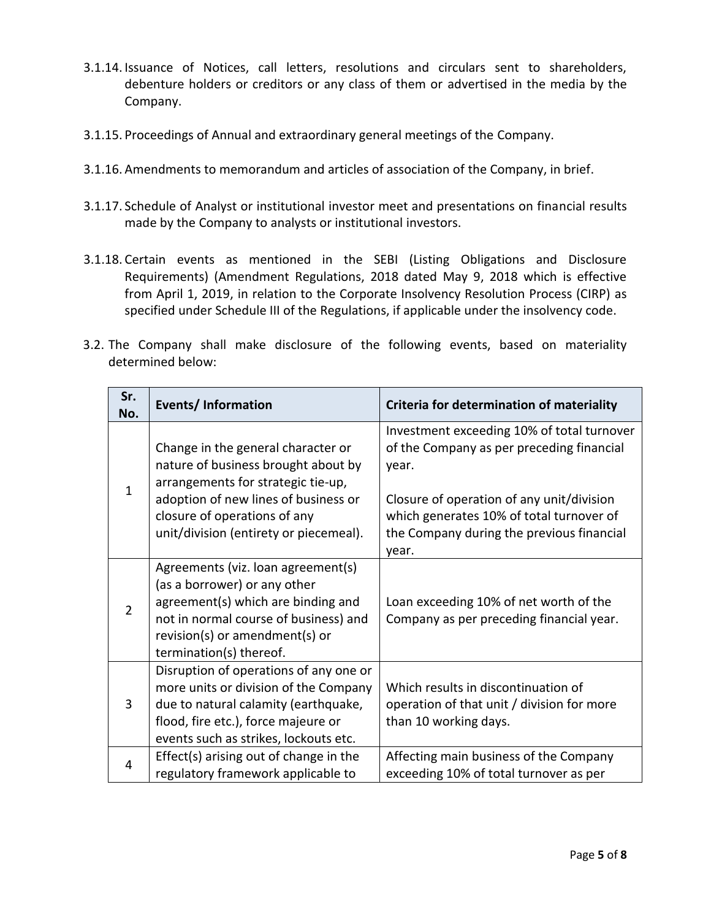3.1.14. Issuance of Notices, call letters, resolutions and circulars sent to shareholders, debenture holders or creditors or any class of them or advertised in the media by the Company.

3.1.15. Proceedings of Annual and extraordinary general meetings of the Company.

3.1.16. Amendments to memorandum and articles of association of the Company, in brief.

3.1.17. Schedule of Analyst or institutional investor meet and presentations on financial results made by the Company to analysts or institutional investors.

3.1.18. Certain events as mentioned in the SEBI (Listing Obligations and Disclosure Requirements) (Amendment Regulations, 2018 dated May 9, 2018 which is effective from April 1, 2019, in relation to the Corporate Insolvency Resolution Process (CIRP) as specified under Schedule III of the Regulations, if applicable under the insolvency code.

3.2. The Company shall make disclosure of the following events, based on materiality determined below:

| Sr. No. | Events/ Information | Criteria for determination of materiality |
|---|---|---|
| 1 | Change in the general character or nature of business brought about by arrangements for strategic tie-up, adoption of new lines of business or closure of operations of any unit/division (entirety or piecemeal). | Investment exceeding 10% of total turnover of the Company as per preceding financial year.<br><br>Closure of operation of any unit/division which generates 10% of total turnover of the Company during the previous financial year. |
| 2 | Agreements (viz. loan agreement(s) (as a borrower) or any other agreement(s) which are binding and not in normal course of business) and revision(s) or amendment(s) or termination(s) thereof. | Loan exceeding 10% of net worth of the Company as per preceding financial year. |
| 3 | Disruption of operations of any one or more units or division of the Company due to natural calamity (earthquake, flood, fire etc.), force majeure or events such as strikes, lockouts etc. | Which results in discontinuation of operation of that unit / division for more than 10 working days. |
| 4 | Effect(s) arising out of change in the regulatory framework applicable to | Affecting main business of the Company exceeding 10% of total turnover as per |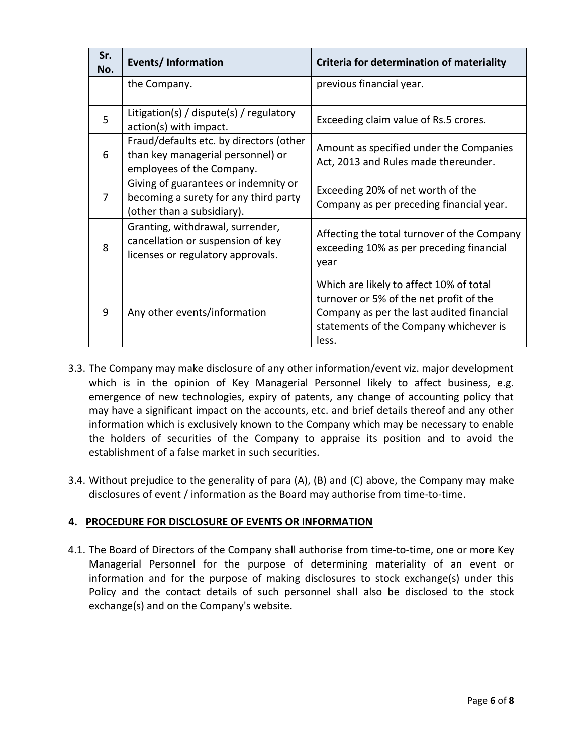| Sr. No. | Events/ Information | Criteria for determination of materiality |
|---|---|---|
| | the Company. | previous financial year. |
| 5 | Litigation(s) / dispute(s) / regulatory action(s) with impact. | Exceeding claim value of Rs.5 crores. |
| 6 | Fraud/defaults etc. by directors (other than key managerial personnel) or employees of the Company. | Amount as specified under the Companies Act, 2013 and Rules made thereunder. |
| 7 | Giving of guarantees or indemnity or becoming a surety for any third party (other than a subsidiary). | Exceeding 20% of net worth of the Company as per preceding financial year. |
| 8 | Granting, withdrawal, surrender, cancellation or suspension of key licenses or regulatory approvals. | Affecting the total turnover of the Company exceeding 10% as per preceding financial year |
| 9 | Any other events/information | Which are likely to affect 10% of total turnover or 5% of the net profit of the Company as per the last audited financial statements of the Company whichever is less. |

3.3. The Company may make disclosure of any other information/event viz. major development which is in the opinion of Key Managerial Personnel likely to affect business, e.g. emergence of new technologies, expiry of patents, any change of accounting policy that may have a significant impact on the accounts, etc. and brief details thereof and any other information which is exclusively known to the Company which may be necessary to enable the holders of securities of the Company to appraise its position and to avoid the establishment of a false market in such securities.

3.4. Without prejudice to the generality of para (A), (B) and (C) above, the Company may make disclosures of event / information as the Board may authorise from time-to-time.

## 4. PROCEDURE FOR DISCLOSURE OF EVENTS OR INFORMATION

4.1. The Board of Directors of the Company shall authorise from time-to-time, one or more Key Managerial Personnel for the purpose of determining materiality of an event or information and for the purpose of making disclosures to stock exchange(s) under this Policy and the contact details of such personnel shall also be disclosed to the stock exchange(s) and on the Company's website.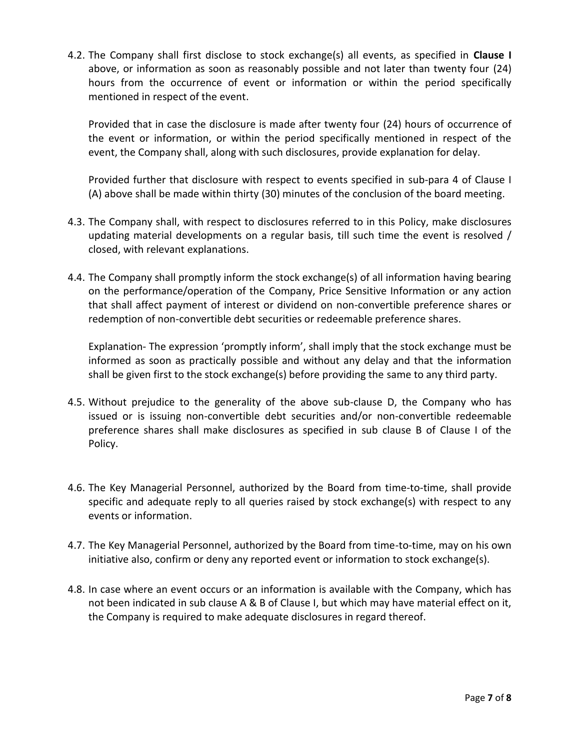4.2. The Company shall first disclose to stock exchange(s) all events, as specified in **Clause I** above, or information as soon as reasonably possible and not later than twenty four (24) hours from the occurrence of event or information or within the period specifically mentioned in respect of the event.

Provided that in case the disclosure is made after twenty four (24) hours of occurrence of the event or information, or within the period specifically mentioned in respect of the event, the Company shall, along with such disclosures, provide explanation for delay.

Provided further that disclosure with respect to events specified in sub-para 4 of Clause I (A) above shall be made within thirty (30) minutes of the conclusion of the board meeting.

4.3. The Company shall, with respect to disclosures referred to in this Policy, make disclosures updating material developments on a regular basis, till such time the event is resolved / closed, with relevant explanations.

4.4. The Company shall promptly inform the stock exchange(s) of all information having bearing on the performance/operation of the Company, Price Sensitive Information or any action that shall affect payment of interest or dividend on non-convertible preference shares or redemption of non-convertible debt securities or redeemable preference shares.

Explanation- The expression 'promptly inform', shall imply that the stock exchange must be informed as soon as practically possible and without any delay and that the information shall be given first to the stock exchange(s) before providing the same to any third party.

4.5. Without prejudice to the generality of the above sub-clause D, the Company who has issued or is issuing non-convertible debt securities and/or non-convertible redeemable preference shares shall make disclosures as specified in sub clause B of Clause I of the Policy.

4.6. The Key Managerial Personnel, authorized by the Board from time-to-time, shall provide specific and adequate reply to all queries raised by stock exchange(s) with respect to any events or information.

4.7. The Key Managerial Personnel, authorized by the Board from time-to-time, may on his own initiative also, confirm or deny any reported event or information to stock exchange(s).

4.8. In case where an event occurs or an information is available with the Company, which has not been indicated in sub clause A & B of Clause I, but which may have material effect on it, the Company is required to make adequate disclosures in regard thereof.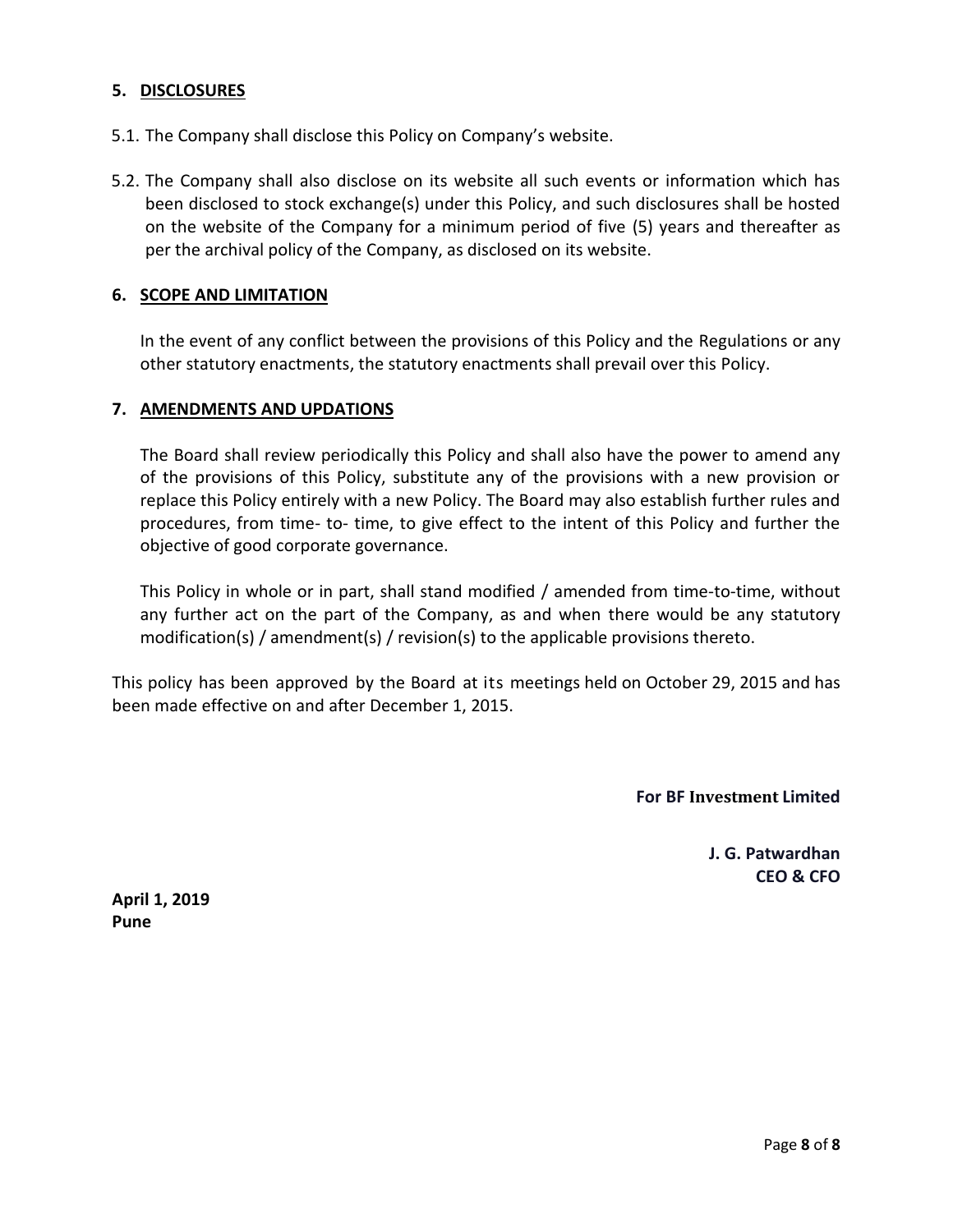## 5. DISCLOSURES

5.1. The Company shall disclose this Policy on Company's website.

5.2. The Company shall also disclose on its website all such events or information which has been disclosed to stock exchange(s) under this Policy, and such disclosures shall be hosted on the website of the Company for a minimum period of five (5) years and thereafter as per the archival policy of the Company, as disclosed on its website.

## 6. SCOPE AND LIMITATION

In the event of any conflict between the provisions of this Policy and the Regulations or any other statutory enactments, the statutory enactments shall prevail over this Policy.

## 7. AMENDMENTS AND UPDATIONS

The Board shall review periodically this Policy and shall also have the power to amend any of the provisions of this Policy, substitute any of the provisions with a new provision or replace this Policy entirely with a new Policy. The Board may also establish further rules and procedures, from time- to- time, to give effect to the intent of this Policy and further the objective of good corporate governance.

This Policy in whole or in part, shall stand modified / amended from time-to-time, without any further act on the part of the Company, as and when there would be any statutory modification(s) / amendment(s) / revision(s) to the applicable provisions thereto.

This policy has been approved by the Board at its meetings held on October 29, 2015 and has been made effective on and after December 1, 2015.

**For BF Investment Limited**

**J. G. Patwardhan**
**CEO & CFO**

**April 1, 2019**
**Pune**